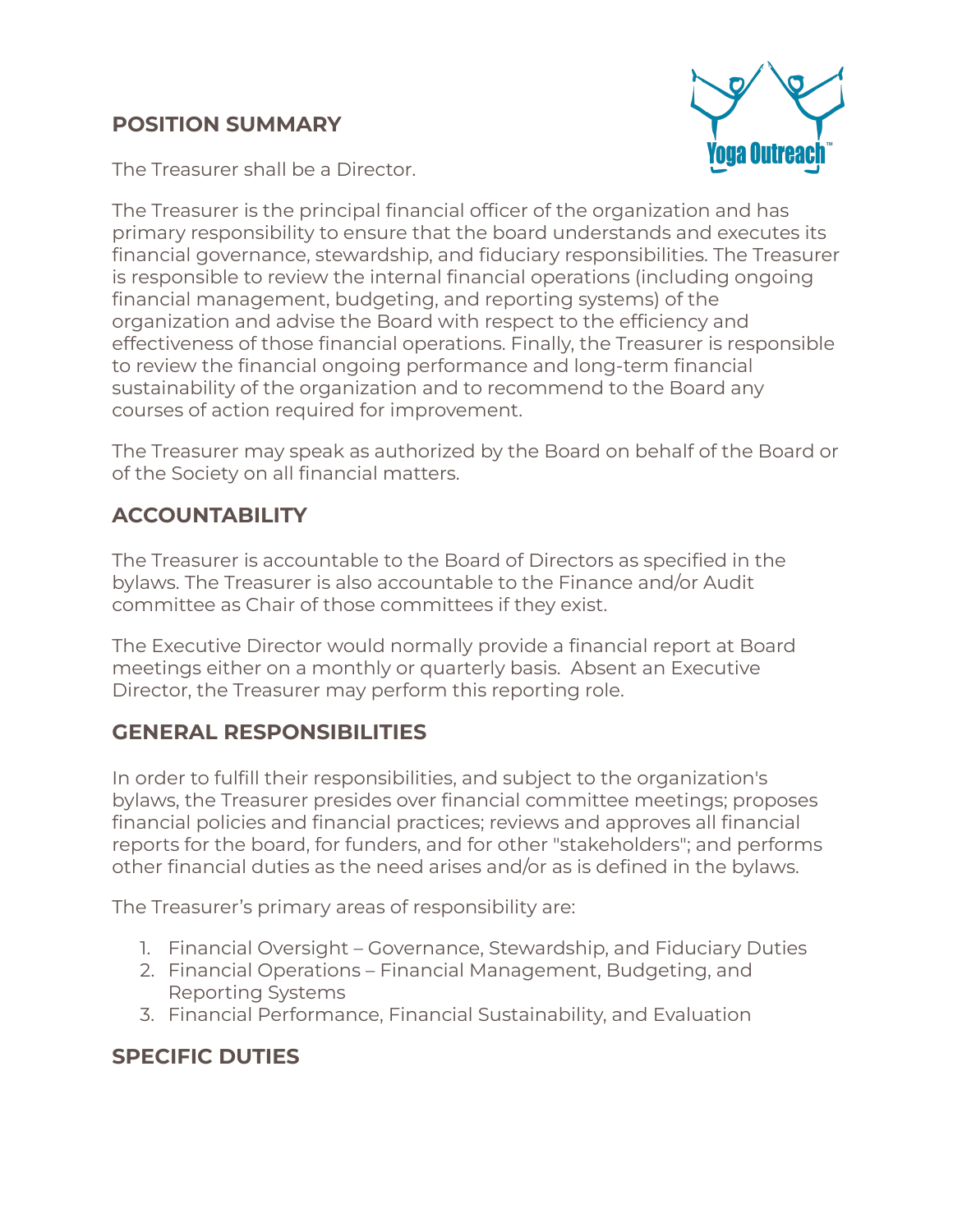## POSITION SUMMARY

The Treasurer shall be a Director.

The Treasurer is the principal financial officer of the organization and has primary responsibility to ensure that the board understands and executes its financial governance, stewardship, and fiduciary responsibilities. The Treasurer is responsible to review the internal financial operations (including ongoing financial management, budgeting, and reporting systems) of the organization and advise the Board with respect to the efficiency and effectiveness of those financial operations. Finally, the Treasurer is responsible to review the financial ongoing performance and long-term financial sustainability of the organization and to recommend to the Board any courses of action required for improvement.

The Treasurer may speak as authorized by the Board on behalf of the Board or of the Society on all financial matters.

## ACCOUNTABILITY

The Treasurer is accountable to the Board of Directors as specified in the bylaws. The Treasurer is also accountable to the Finance and/or Audit committee as Chair of those committees if they exist.

The Executive Director would normally provide a financial report at Board meetings either on a monthly or quarterly basis. Absent an Executive Director, the Treasurer may perform this reporting role.

## GENERAL RESPONSIBILITIES

In order to fulfill their responsibilities, and subject to the organization's bylaws, the Treasurer presides over financial committee meetings; proposes financial policies and financial practices; reviews and approves all financial reports for the board, for funders, and for other "stakeholders"; and performs other financial duties as the need arises and/or as is defined in the bylaws.

The Treasurer's primary areas of responsibility are:

1. Financial Oversight – Governance, Stewardship, and Fiduciary Duties
2. Financial Operations – Financial Management, Budgeting, and Reporting Systems
3. Financial Performance, Financial Sustainability, and Evaluation

## SPECIFIC DUTIES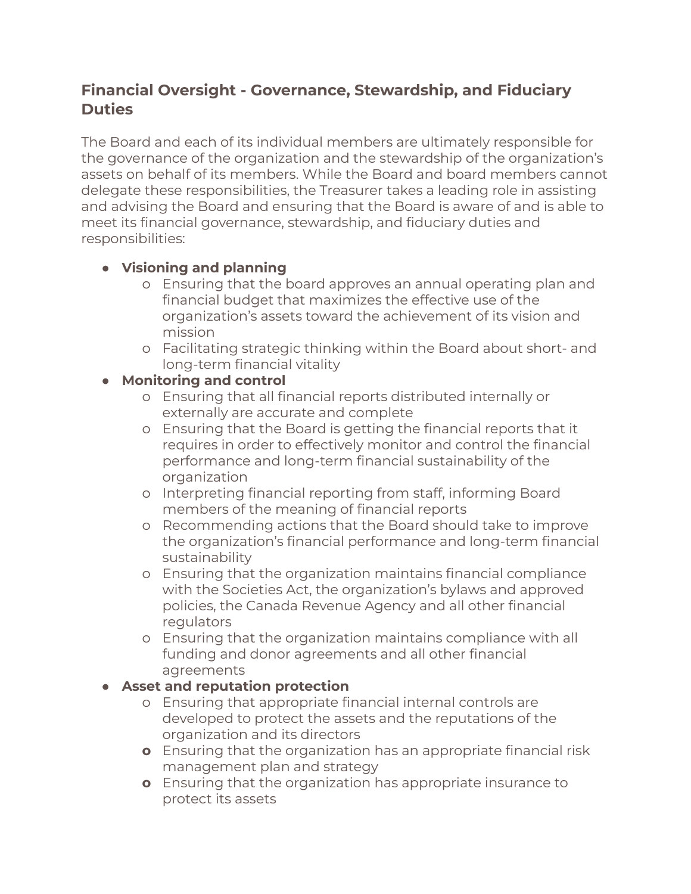## Financial Oversight - Governance, Stewardship, and Fiduciary Duties

The Board and each of its individual members are ultimately responsible for the governance of the organization and the stewardship of the organization's assets on behalf of its members. While the Board and board members cannot delegate these responsibilities, the Treasurer takes a leading role in assisting and advising the Board and ensuring that the Board is aware of and is able to meet its financial governance, stewardship, and fiduciary duties and responsibilities:

- **Visioning and planning**
  - Ensuring that the board approves an annual operating plan and financial budget that maximizes the effective use of the organization's assets toward the achievement of its vision and mission
  - Facilitating strategic thinking within the Board about short- and long-term financial vitality
- **Monitoring and control**
  - Ensuring that all financial reports distributed internally or externally are accurate and complete
  - Ensuring that the Board is getting the financial reports that it requires in order to effectively monitor and control the financial performance and long-term financial sustainability of the organization
  - Interpreting financial reporting from staff, informing Board members of the meaning of financial reports
  - Recommending actions that the Board should take to improve the organization's financial performance and long-term financial sustainability
  - Ensuring that the organization maintains financial compliance with the Societies Act, the organization's bylaws and approved policies, the Canada Revenue Agency and all other financial regulators
  - Ensuring that the organization maintains compliance with all funding and donor agreements and all other financial agreements
- **Asset and reputation protection**
  - Ensuring that appropriate financial internal controls are developed to protect the assets and the reputations of the organization and its directors
  - Ensuring that the organization has an appropriate financial risk management plan and strategy
  - Ensuring that the organization has appropriate insurance to protect its assets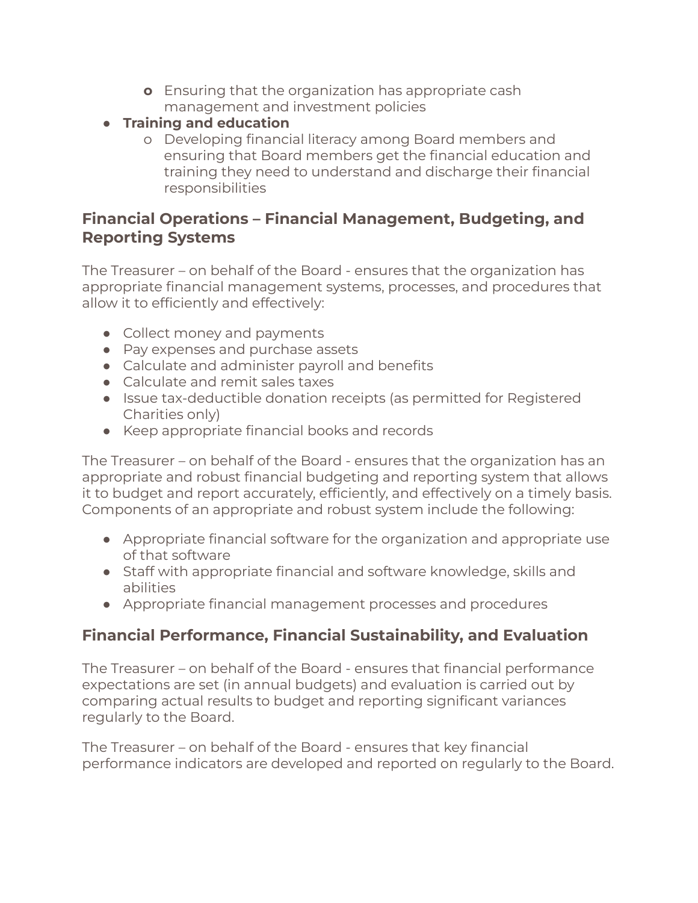- Ensuring that the organization has appropriate cash management and investment policies
- **Training and education**
    - Developing financial literacy among Board members and ensuring that Board members get the financial education and training they need to understand and discharge their financial responsibilities

## Financial Operations – Financial Management, Budgeting, and Reporting Systems

The Treasurer – on behalf of the Board - ensures that the organization has appropriate financial management systems, processes, and procedures that allow it to efficiently and effectively:

- Collect money and payments
- Pay expenses and purchase assets
- Calculate and administer payroll and benefits
- Calculate and remit sales taxes
- Issue tax-deductible donation receipts (as permitted for Registered Charities only)
- Keep appropriate financial books and records

The Treasurer – on behalf of the Board - ensures that the organization has an appropriate and robust financial budgeting and reporting system that allows it to budget and report accurately, efficiently, and effectively on a timely basis. Components of an appropriate and robust system include the following:

- Appropriate financial software for the organization and appropriate use of that software
- Staff with appropriate financial and software knowledge, skills and abilities
- Appropriate financial management processes and procedures

## Financial Performance, Financial Sustainability, and Evaluation

The Treasurer – on behalf of the Board - ensures that financial performance expectations are set (in annual budgets) and evaluation is carried out by comparing actual results to budget and reporting significant variances regularly to the Board.

The Treasurer – on behalf of the Board - ensures that key financial performance indicators are developed and reported on regularly to the Board.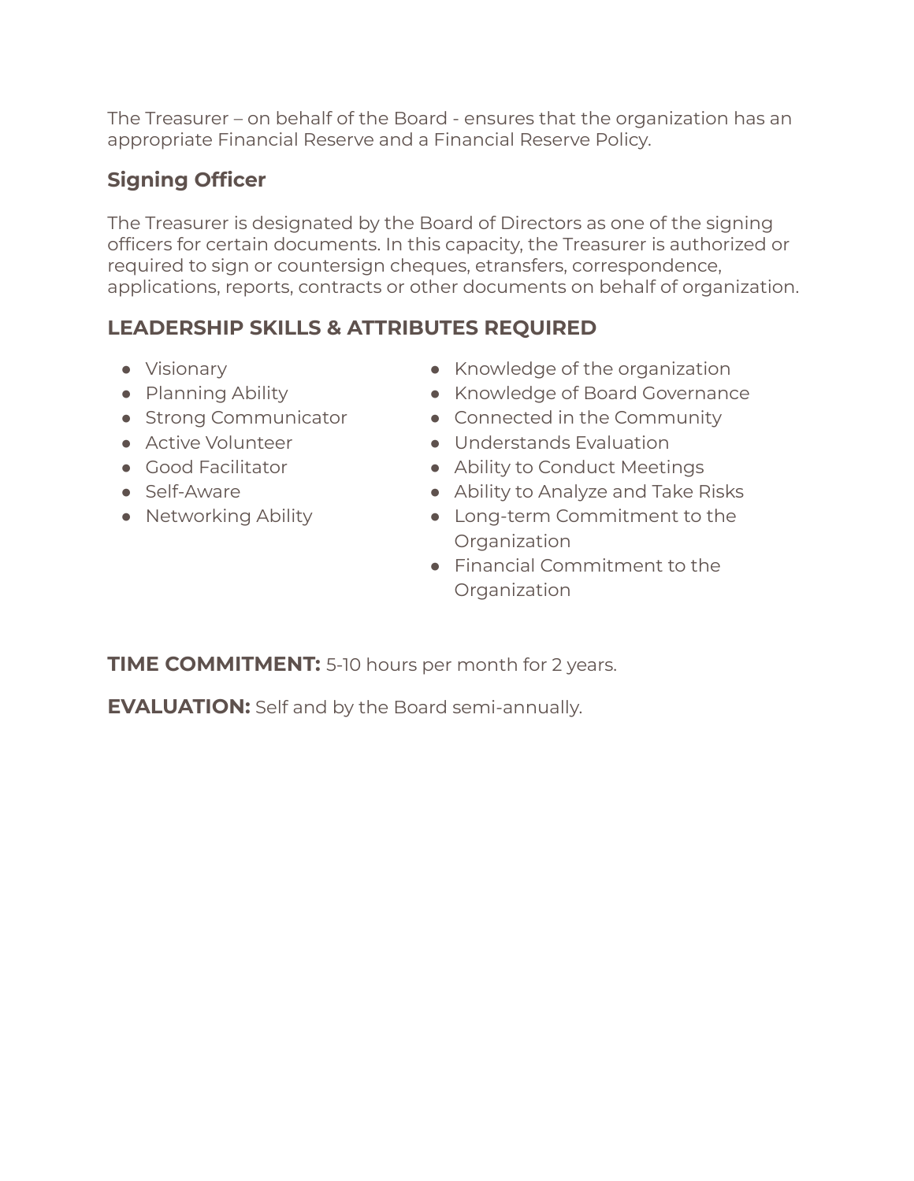The Treasurer – on behalf of the Board - ensures that the organization has an appropriate Financial Reserve and a Financial Reserve Policy.

### Signing Officer

The Treasurer is designated by the Board of Directors as one of the signing officers for certain documents. In this capacity, the Treasurer is authorized or required to sign or countersign cheques, etransfers, correspondence, applications, reports, contracts or other documents on behalf of organization.

## LEADERSHIP SKILLS & ATTRIBUTES REQUIRED

- Visionary
- Planning Ability
- Strong Communicator
- Active Volunteer
- Good Facilitator
- Self-Aware
- Networking Ability
- Knowledge of the organization
- Knowledge of Board Governance
- Connected in the Community
- Understands Evaluation
- Ability to Conduct Meetings
- Ability to Analyze and Take Risks
- Long-term Commitment to the Organization
- Financial Commitment to the Organization

**TIME COMMITMENT:** 5-10 hours per month for 2 years.

**EVALUATION:** Self and by the Board semi-annually.